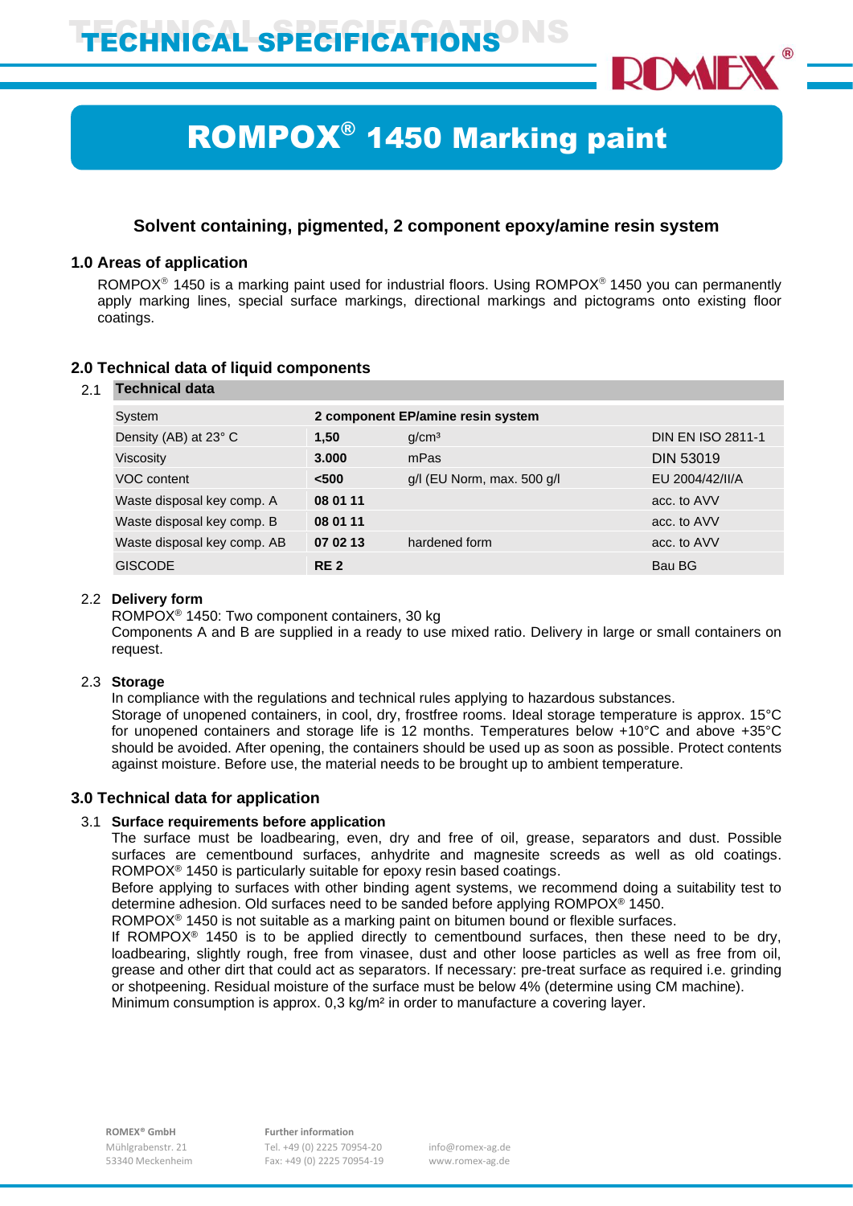# ROMPOX® 1450 Marking paint

### Solvent containing, pigmented, 2 component epoxy/amine resin system

## 1.0 Areas of application

ROMPOX® 1450 is a marking paint used for industrial floors. Using ROMPOX® 1450 you can permanently apply marking lines, special surface markings, directional markings and pictograms onto existing floor coatings.

## 2.0 Technical data of liquid components

### 2.1 Technical data

| | | | |
|---|---|---|---|
| System | **2 component EP/amine resin system** | | |
| Density (AB) at 23° C | **1,50** | g/cm³ | DIN EN ISO 2811-1 |
| Viscosity | **3.000** | mPas | DIN 53019 |
| VOC content | **<500** | g/l (EU Norm, max. 500 g/l | EU 2004/42/II/A |
| Waste disposal key comp. A | **08 01 11** | | acc. to AVV |
| Waste disposal key comp. B | **08 01 11** | | acc. to AVV |
| Waste disposal key comp. AB | **07 02 13** | hardened form | acc. to AVV |
| GISCODE | **RE 2** | | Bau BG |

### 2.2 Delivery form

ROMPOX® 1450: Two component containers, 30 kg
Components A and B are supplied in a ready to use mixed ratio. Delivery in large or small containers on request.

### 2.3 Storage

In compliance with the regulations and technical rules applying to hazardous substances.
Storage of unopened containers, in cool, dry, frostfree rooms. Ideal storage temperature is approx. 15°C for unopened containers and storage life is 12 months. Temperatures below +10°C and above +35°C should be avoided. After opening, the containers should be used up as soon as possible. Protect contents against moisture. Before use, the material needs to be brought up to ambient temperature.

## 3.0 Technical data for application

### 3.1 Surface requirements before application

The surface must be loadbearing, even, dry and free of oil, grease, separators and dust. Possible surfaces are cementbound surfaces, anhydrite and magnesite screeds as well as old coatings. ROMPOX® 1450 is particularly suitable for epoxy resin based coatings.
Before applying to surfaces with other binding agent systems, we recommend doing a suitability test to determine adhesion. Old surfaces need to be sanded before applying ROMPOX® 1450.
ROMPOX® 1450 is not suitable as a marking paint on bitumen bound or flexible surfaces.
If ROMPOX® 1450 is to be applied directly to cementbound surfaces, then these need to be dry, loadbearing, slightly rough, free from vinasee, dust and other loose particles as well as free from oil, grease and other dirt that could act as separators. If necessary: pre-treat surface as required i.e. grinding or shotpeening. Residual moisture of the surface must be below 4% (determine using CM machine).
Minimum consumption is approx. 0,3 kg/m² in order to manufacture a covering layer.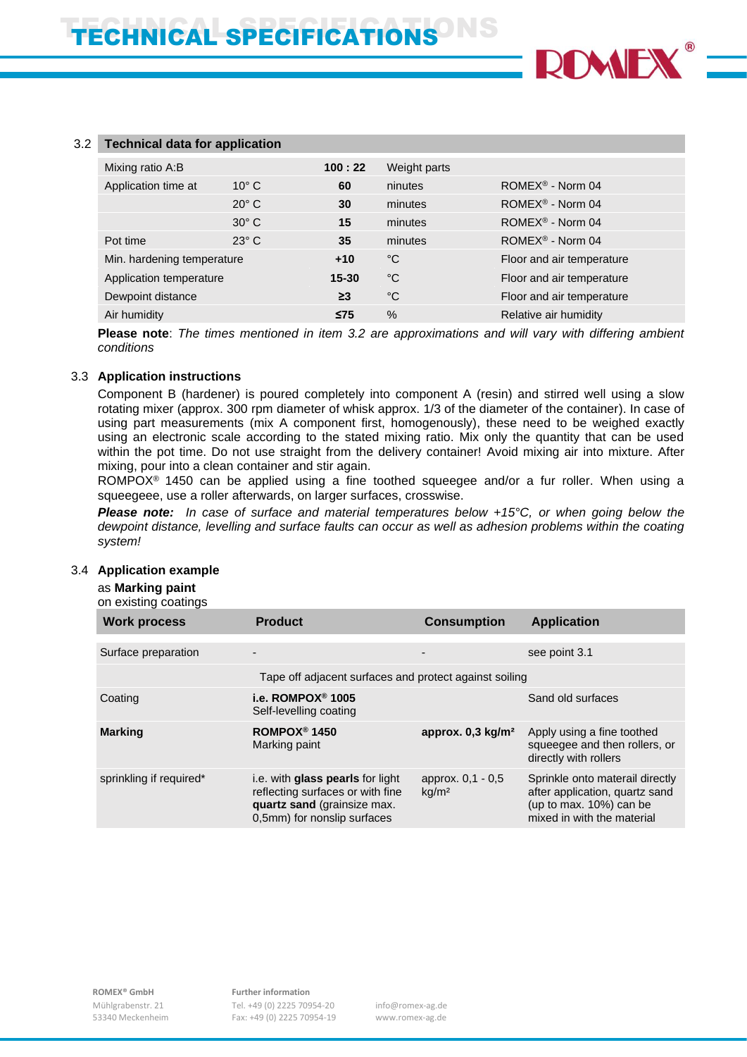### 3.2 Technical data for application

| | | | | |
|---|---|---|---|---|
| Mixing ratio A:B | | **100 : 22** | Weight parts | |
| Application time at | 10° C | **60** | ninutes | ROMEX® - Norm 04 |
| | 20° C | **30** | minutes | ROMEX® - Norm 04 |
| | 30° C | **15** | minutes | ROMEX® - Norm 04 |
| Pot time | 23° C | **35** | minutes | ROMEX® - Norm 04 |
| Min. hardening temperature | | **+10** | °C | Floor and air temperature |
| Application temperature | | **15-30** | °C | Floor and air temperature |
| Dewpoint distance | | **≥3** | °C | Floor and air temperature |
| Air humidity | | **≤75** | % | Relative air humidity |

**Please note**: *The times mentioned in item 3.2 are approximations and will vary with differing ambient conditions*

### 3.3 Application instructions

Component B (hardener) is poured completely into component A (resin) and stirred well using a slow rotating mixer (approx. 300 rpm diameter of whisk approx. 1/3 of the diameter of the container). In case of using part measurements (mix A component first, homogenously), these need to be weighed exactly using an electronic scale according to the stated mixing ratio. Mix only the quantity that can be used within the pot time. Do not use straight from the delivery container! Avoid mixing air into mixture. After mixing, pour into a clean container and stir again.
ROMPOX® 1450 can be applied using a fine toothed squeegee and/or a fur roller. When using a squeegeee, use a roller afterwards, on larger surfaces, crosswise.

***Please note:*** *In case of surface and material temperatures below +15°C, or when going below the dewpoint distance, levelling and surface faults can occur as well as adhesion problems within the coating system!*

### 3.4 Application example

as **Marking paint**
on existing coatings

| Work process | Product | Consumption | Application |
|---|---|---|---|
| Surface preparation | - | - | see point 3.1 |
| | Tape off adjacent surfaces and protect against soiling | | |
| Coating | **i.e. ROMPOX® 1005** Self-levelling coating | | Sand old surfaces |
| **Marking** | **ROMPOX® 1450** Marking paint | **approx. 0,3 kg/m²** | Apply using a fine toothed squeegee and then rollers, or directly with rollers |
| sprinkling if required* | i.e. with **glass pearls** for light reflecting surfaces or with fine **quartz sand** (grainsize max. 0,5mm) for nonslip surfaces | approx. 0,1 - 0,5 kg/m² | Sprinkle onto materail directly after application, quartz sand (up to max. 10%) can be mixed in with the material |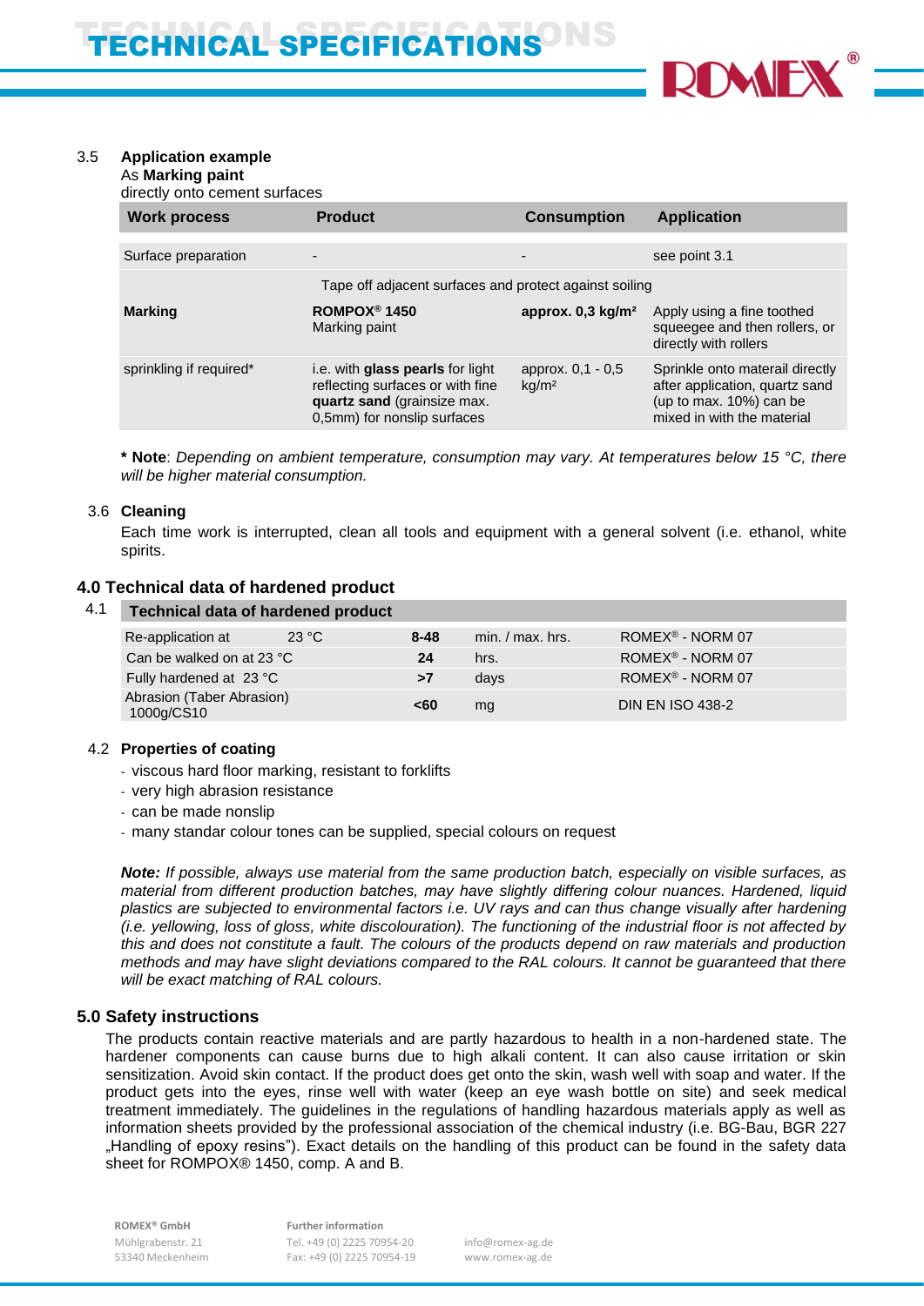3.5 **Application example**

As **Marking paint**

directly onto cement surfaces

| Work process | Product | Consumption | Application |
|---|---|---|---|
| Surface preparation | - | - | see point 3.1 |
| | Tape off adjacent surfaces and protect against soiling | | |
| **Marking** | **ROMPOX® 1450** Marking paint | **approx. 0,3 kg/m²** | Apply using a fine toothed squeegee and then rollers, or directly with rollers |
| sprinkling if required* | i.e. with **glass pearls** for light reflecting surfaces or with fine **quartz sand** (grainsize max. 0,5mm) for nonslip surfaces | approx. 0,1 - 0,5 kg/m² | Sprinkle onto materail directly after application, quartz sand (up to max. 10%) can be mixed in with the material |

**\* Note**: *Depending on ambient temperature, consumption may vary. At temperatures below 15 °C, there will be higher material consumption.*

3.6 **Cleaning**

Each time work is interrupted, clean all tools and equipment with a general solvent (i.e. ethanol, white spirits.

## 4.0 Technical data of hardened product

4.1

| Technical data of hardened product | | | | |
|---|---|---|---|---|
| Re-application at 23 °C | | 8-48 | min. / max. hrs. | ROMEX® - NORM 07 |
| Can be walked on at 23 °C | | 24 | hrs. | ROMEX® - NORM 07 |
| Fully hardened at 23 °C | | >7 | days | ROMEX® - NORM 07 |
| Abrasion (Taber Abrasion) 1000g/CS10 | | <60 | mg | DIN EN ISO 438-2 |

4.2 **Properties of coating**

- viscous hard floor marking, resistant to forklifts
- very high abrasion resistance
- can be made nonslip
- many standar colour tones can be supplied, special colours on request

***Note:*** *If possible, always use material from the same production batch, especially on visible surfaces, as material from different production batches, may have slightly differing colour nuances. Hardened, liquid plastics are subjected to environmental factors i.e. UV rays and can thus change visually after hardening (i.e. yellowing, loss of gloss, white discolouration). The functioning of the industrial floor is not affected by this and does not constitute a fault. The colours of the products depend on raw materials and production methods and may have slight deviations compared to the RAL colours. It cannot be guaranteed that there will be exact matching of RAL colours.*

## 5.0 Safety instructions

The products contain reactive materials and are partly hazardous to health in a non-hardened state. The hardener components can cause burns due to high alkali content. It can also cause irritation or skin sensitization. Avoid skin contact. If the product does get onto the skin, wash well with soap and water. If the product gets into the eyes, rinse well with water (keep an eye wash bottle on site) and seek medical treatment immediately. The guidelines in the regulations of handling hazardous materials apply as well as information sheets provided by the professional association of the chemical industry (i.e. BG-Bau, BGR 227 „Handling of epoxy resins"). Exact details on the handling of this product can be found in the safety data sheet for ROMPOX® 1450, comp. A and B.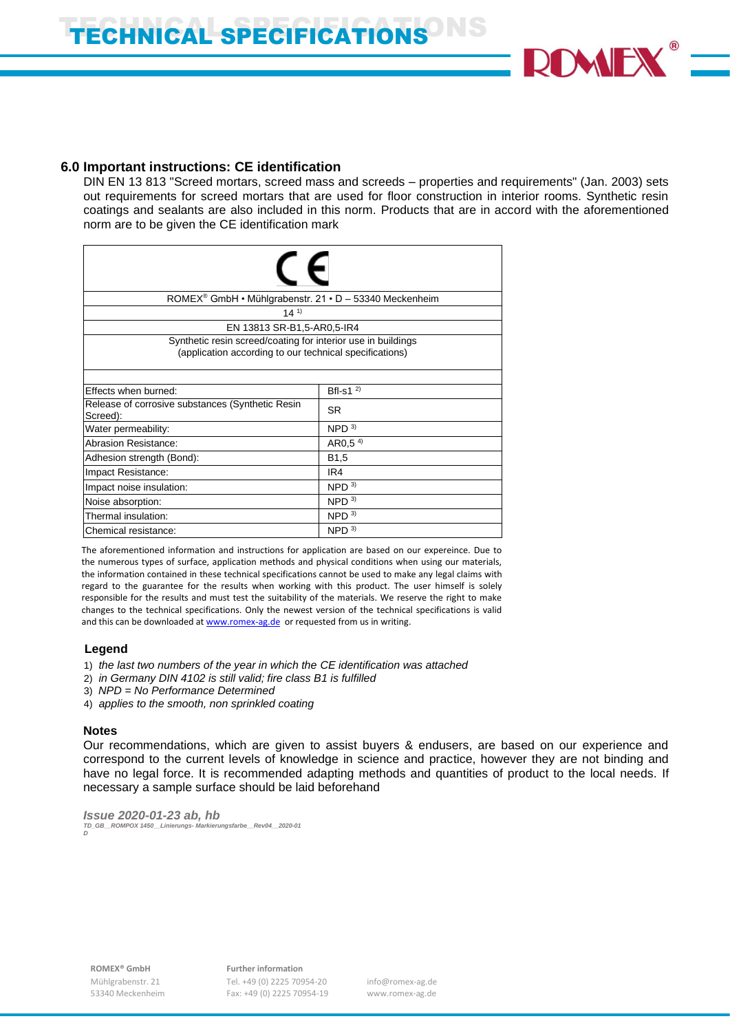## 6.0 Important instructions: CE identification

DIN EN 13 813 "Screed mortars, screed mass and screeds – properties and requirements" (Jan. 2003) sets out requirements for screed mortars that are used for floor construction in interior rooms. Synthetic resin coatings and sealants are also included in this norm. Products that are in accord with the aforementioned norm are to be given the CE identification mark

| CE | |
|---|---|
| ROMEX® GmbH • Mühlgrabenstr. 21 • D – 53340 Meckenheim | |
| 14 [1] | |
| EN 13813 SR-B1,5-AR0,5-IR4 | |
| Synthetic resin screed/coating for interior use in buildings (application according to our technical specifications) | |
| Effects when burned: | Bfl-s1 [2] |
| Release of corrosive substances (Synthetic Resin Screed): | SR |
| Water permeability: | NPD [3] |
| Abrasion Resistance: | AR0,5 [4] |
| Adhesion strength (Bond): | B1,5 |
| Impact Resistance: | IR4 |
| Impact noise insulation: | NPD [3] |
| Noise absorption: | NPD [3] |
| Thermal insulation: | NPD [3] |
| Chemical resistance: | NPD [3] |

The aforementioned information and instructions for application are based on our expereince. Due to the numerous types of surface, application methods and physical conditions when using our materials, the information contained in these technical specifications cannot be used to make any legal claims with regard to the guarantee for the results when working with this product. The user himself is solely responsible for the results and must test the suitability of the materials. We reserve the right to make changes to the technical specifications. Only the newest version of the technical specifications is valid and this can be downloaded at www.romex-ag.de or requested from us in writing.

### Legend

1) *the last two numbers of the year in which the CE identification was attached*
2) *in Germany DIN 4102 is still valid; fire class B1 is fulfilled*
3) *NPD = No Performance Determined*
4) *applies to the smooth, non sprinkled coating*

### Notes

Our recommendations, which are given to assist buyers & endusers, are based on our experience and correspond to the current levels of knowledge in science and practice, however they are not binding and have no legal force. It is recommended adapting methods and quantities of product to the local needs. If necessary a sample surface should be laid beforehand

***Issue 2020-01-23 ab, hb***
***TD_GB__ROMPOX 1450__Linierungs- Markierungsfarbe__Rev04__2020-01 D***